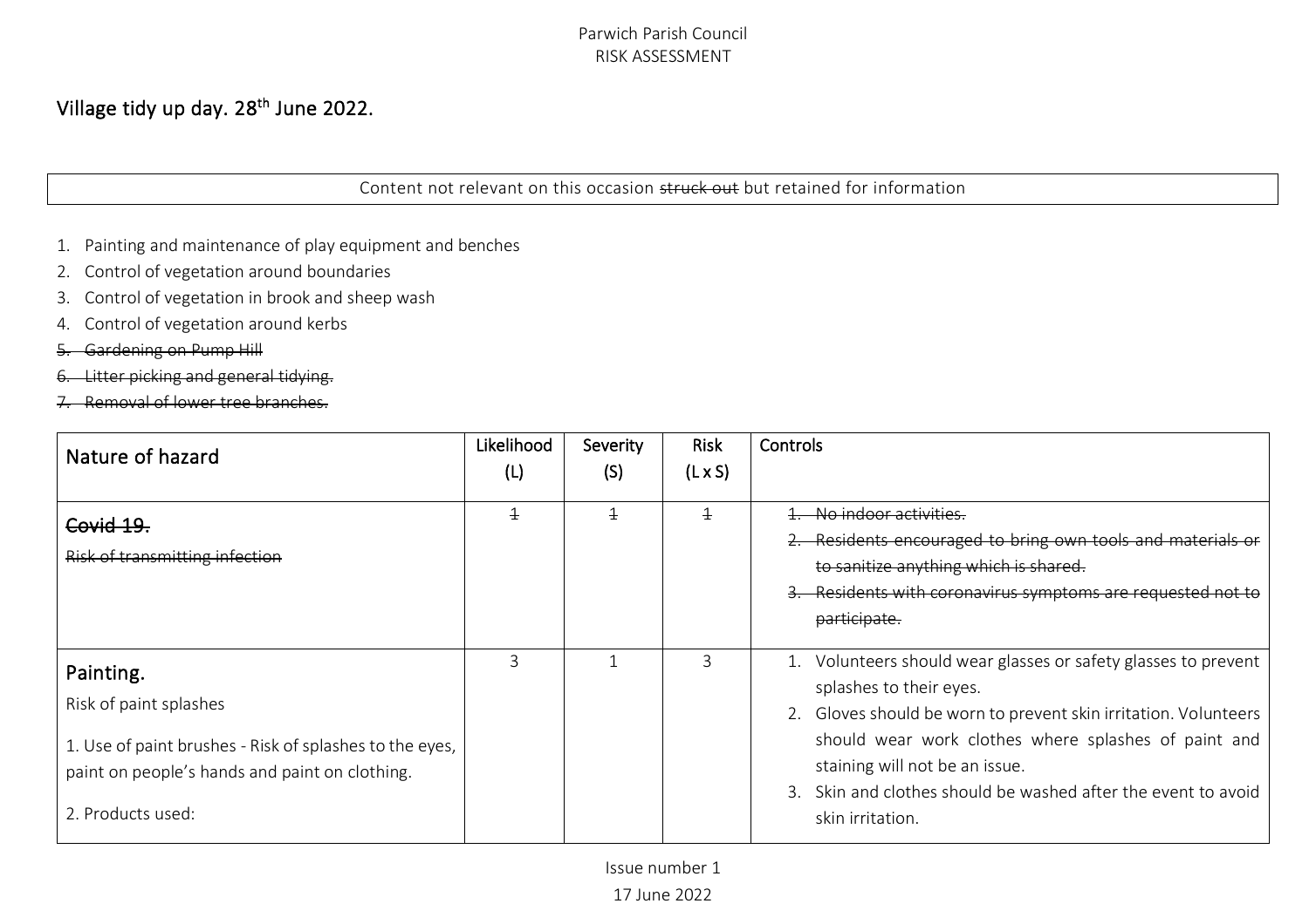Parwich Parish Council
RISK ASSESSMENT

# Village tidy up day. 28th June 2022.

Content not relevant on this occasion ~~struck out~~ but retained for information

1. Painting and maintenance of play equipment and benches
2. Control of vegetation around boundaries
3. Control of vegetation in brook and sheep wash
4. Control of vegetation around kerbs
5. ~~Gardening on Pump Hill~~
6. ~~Litter picking and general tidying.~~
7. ~~Removal of lower tree branches.~~

| Nature of hazard | Likelihood (L) | Severity (S) | Risk (L x S) | Controls |
|---|---|---|---|---|
| ~~Covid 19.~~<br>~~Risk of transmitting infection~~ | ~~1~~ | ~~1~~ | ~~1~~ | 1. ~~No indoor activities.~~<br>2. ~~Residents encouraged to bring own tools and materials or to sanitize anything which is shared.~~<br>3. ~~Residents with coronavirus symptoms are requested not to participate.~~ |
| **Painting.**<br>Risk of paint splashes<br>1. Use of paint brushes - Risk of splashes to the eyes, paint on people's hands and paint on clothing.<br>2. Products used: | 3 | 1 | 3 | 1. Volunteers should wear glasses or safety glasses to prevent splashes to their eyes.<br>2. Gloves should be worn to prevent skin irritation. Volunteers should wear work clothes where splashes of paint and staining will not be an issue.<br>3. Skin and clothes should be washed after the event to avoid skin irritation. |

Issue number 1
17 June 2022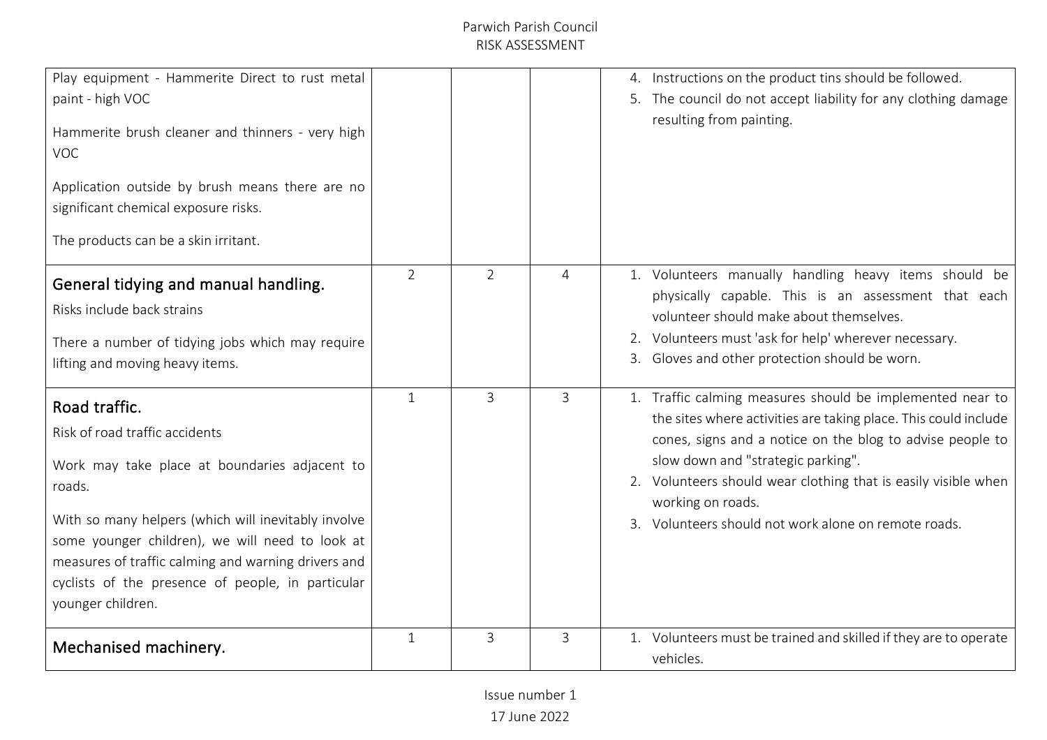| | | | | |
|---|---|---|---|---|
| Play equipment - Hammerite Direct to rust metal paint - high VOC<br><br>Hammerite brush cleaner and thinners - very high VOC<br><br>Application outside by brush means there are no significant chemical exposure risks.<br><br>The products can be a skin irritant. | | | | 4. Instructions on the product tins should be followed.<br>5. The council do not accept liability for any clothing damage resulting from painting. |
| **General tidying and manual handling.**<br>Risks include back strains<br><br>There a number of tidying jobs which may require lifting and moving heavy items. | 2 | 2 | 4 | 1. Volunteers manually handling heavy items should be physically capable. This is an assessment that each volunteer should make about themselves.<br>2. Volunteers must 'ask for help' wherever necessary.<br>3. Gloves and other protection should be worn. |
| **Road traffic.**<br>Risk of road traffic accidents<br><br>Work may take place at boundaries adjacent to roads.<br><br>With so many helpers (which will inevitably involve some younger children), we will need to look at measures of traffic calming and warning drivers and cyclists of the presence of people, in particular younger children. | 1 | 3 | 3 | 1. Traffic calming measures should be implemented near to the sites where activities are taking place. This could include cones, signs and a notice on the blog to advise people to slow down and "strategic parking".<br>2. Volunteers should wear clothing that is easily visible when working on roads.<br>3. Volunteers should not work alone on remote roads. |
| **Mechanised machinery.** | 1 | 3 | 3 | 1. Volunteers must be trained and skilled if they are to operate vehicles. |

Issue number 1
17 June 2022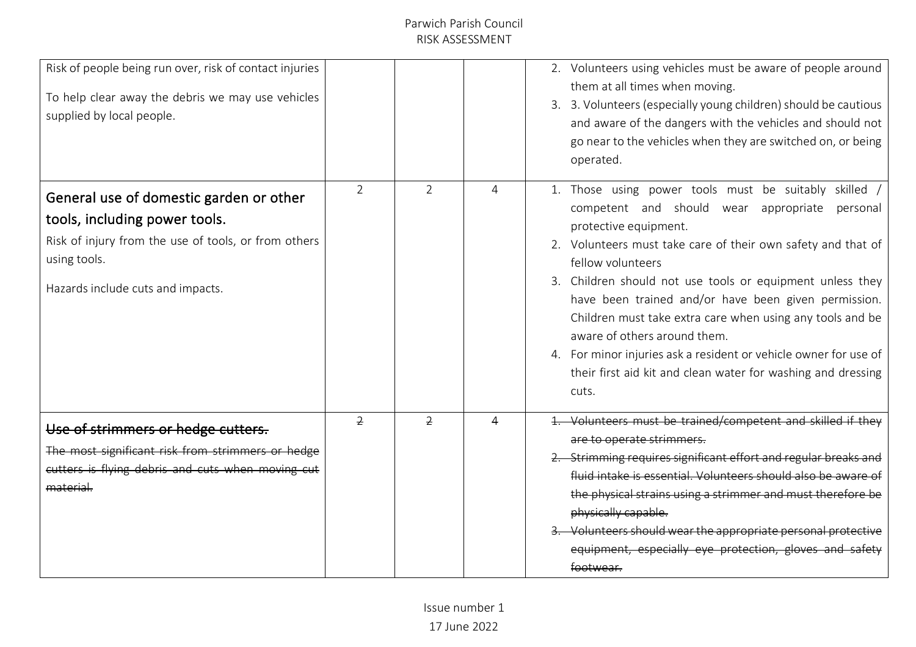| | | | | |
|---|---|---|---|---|
| Risk of people being run over, risk of contact injuries<br><br>To help clear away the debris we may use vehicles supplied by local people. | | | | 2. Volunteers using vehicles must be aware of people around them at all times when moving.<br>3. 3. Volunteers (especially young children) should be cautious and aware of the dangers with the vehicles and should not go near to the vehicles when they are switched on, or being operated. |
| **General use of domestic garden or other tools, including power tools.**<br>Risk of injury from the use of tools, or from others using tools.<br><br>Hazards include cuts and impacts. | 2 | 2 | 4 | 1. Those using power tools must be suitably skilled / competent and should wear appropriate personal protective equipment.<br>2. Volunteers must take care of their own safety and that of fellow volunteers<br>3. Children should not use tools or equipment unless they have been trained and/or have been given permission. Children must take extra care when using any tools and be aware of others around them.<br>4. For minor injuries ask a resident or vehicle owner for use of their first aid kit and clean water for washing and dressing cuts. |
| ~~**Use of strimmers or hedge cutters.**~~<br>~~The most significant risk from strimmers or hedge cutters is flying debris and cuts when moving cut material.~~ | ~~2~~ | ~~2~~ | ~~4~~ | ~~1. Volunteers must be trained/competent and skilled if they are to operate strimmers.~~<br>~~2. Strimming requires significant effort and regular breaks and fluid intake is essential. Volunteers should also be aware of the physical strains using a strimmer and must therefore be physically capable.~~<br>~~3. Volunteers should wear the appropriate personal protective equipment, especially eye protection, gloves and safety footwear.~~ |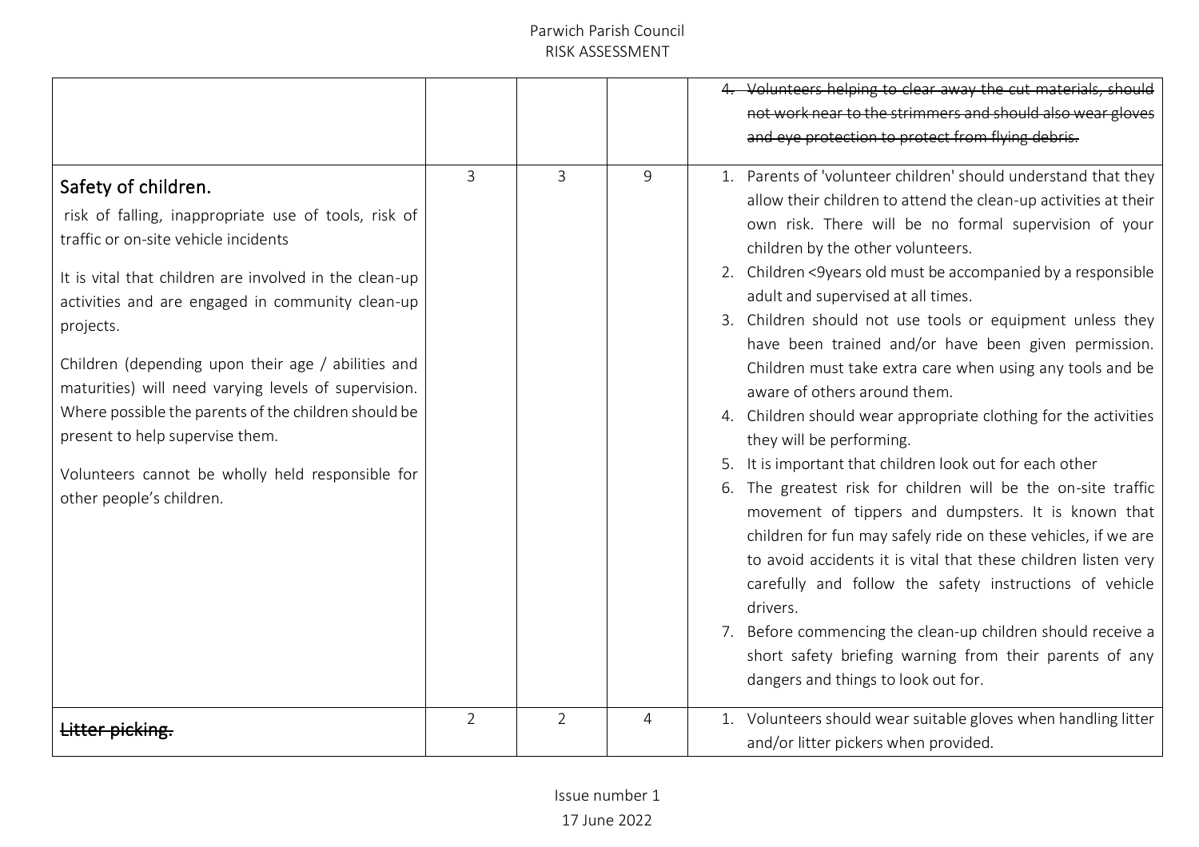| | | | | |
|---|---|---|---|---|
| | | | | ~~4. Volunteers helping to clear away the cut materials, should not work near to the strimmers and should also wear gloves and eye protection to protect from flying debris.~~ |
| **Safety of children.**<br><br>risk of falling, inappropriate use of tools, risk of traffic or on-site vehicle incidents<br><br>It is vital that children are involved in the clean-up activities and are engaged in community clean-up projects.<br><br>Children (depending upon their age / abilities and maturities) will need varying levels of supervision. Where possible the parents of the children should be present to help supervise them.<br><br>Volunteers cannot be wholly held responsible for other people's children. | 3 | 3 | 9 | 1. Parents of 'volunteer children' should understand that they allow their children to attend the clean-up activities at their own risk. There will be no formal supervision of your children by the other volunteers.<br>2. Children <9years old must be accompanied by a responsible adult and supervised at all times.<br>3. Children should not use tools or equipment unless they have been trained and/or have been given permission. Children must take extra care when using any tools and be aware of others around them.<br>4. Children should wear appropriate clothing for the activities they will be performing.<br>5. It is important that children look out for each other<br>6. The greatest risk for children will be the on-site traffic movement of tippers and dumpsters. It is known that children for fun may safely ride on these vehicles, if we are to avoid accidents it is vital that these children listen very carefully and follow the safety instructions of vehicle drivers.<br>7. Before commencing the clean-up children should receive a short safety briefing warning from their parents of any dangers and things to look out for. |
| ~~Litter picking.~~ | 2 | 2 | 4 | 1. Volunteers should wear suitable gloves when handling litter and/or litter pickers when provided. |

Issue number 1
17 June 2022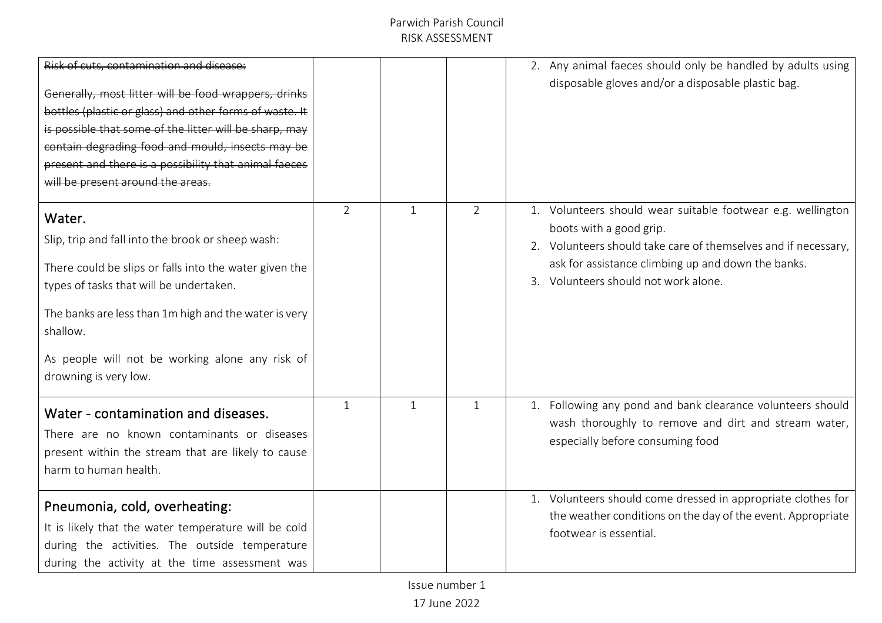| | | | | |
|---|---|---|---|---|
| ~~Risk of cuts, contamination and disease:~~<br><br>~~Generally, most litter will be food wrappers, drinks bottles (plastic or glass) and other forms of waste. It is possible that some of the litter will be sharp, may contain degrading food and mould, insects may be present and there is a possibility that animal faeces will be present around the areas.~~ | | | | 2. Any animal faeces should only be handled by adults using disposable gloves and/or a disposable plastic bag. |
| **Water.**<br>Slip, trip and fall into the brook or sheep wash:<br><br>There could be slips or falls into the water given the types of tasks that will be undertaken.<br><br>The banks are less than 1m high and the water is very shallow.<br><br>As people will not be working alone any risk of drowning is very low. | 2 | 1 | 2 | 1. Volunteers should wear suitable footwear e.g. wellington boots with a good grip.<br>2. Volunteers should take care of themselves and if necessary, ask for assistance climbing up and down the banks.<br>3. Volunteers should not work alone. |
| **Water - contamination and diseases.**<br>There are no known contaminants or diseases present within the stream that are likely to cause harm to human health. | 1 | 1 | 1 | 1. Following any pond and bank clearance volunteers should wash thoroughly to remove and dirt and stream water, especially before consuming food |
| **Pneumonia, cold, overheating:**<br>It is likely that the water temperature will be cold during the activities. The outside temperature during the activity at the time assessment was | | | | 1. Volunteers should come dressed in appropriate clothes for the weather conditions on the day of the event. Appropriate footwear is essential. |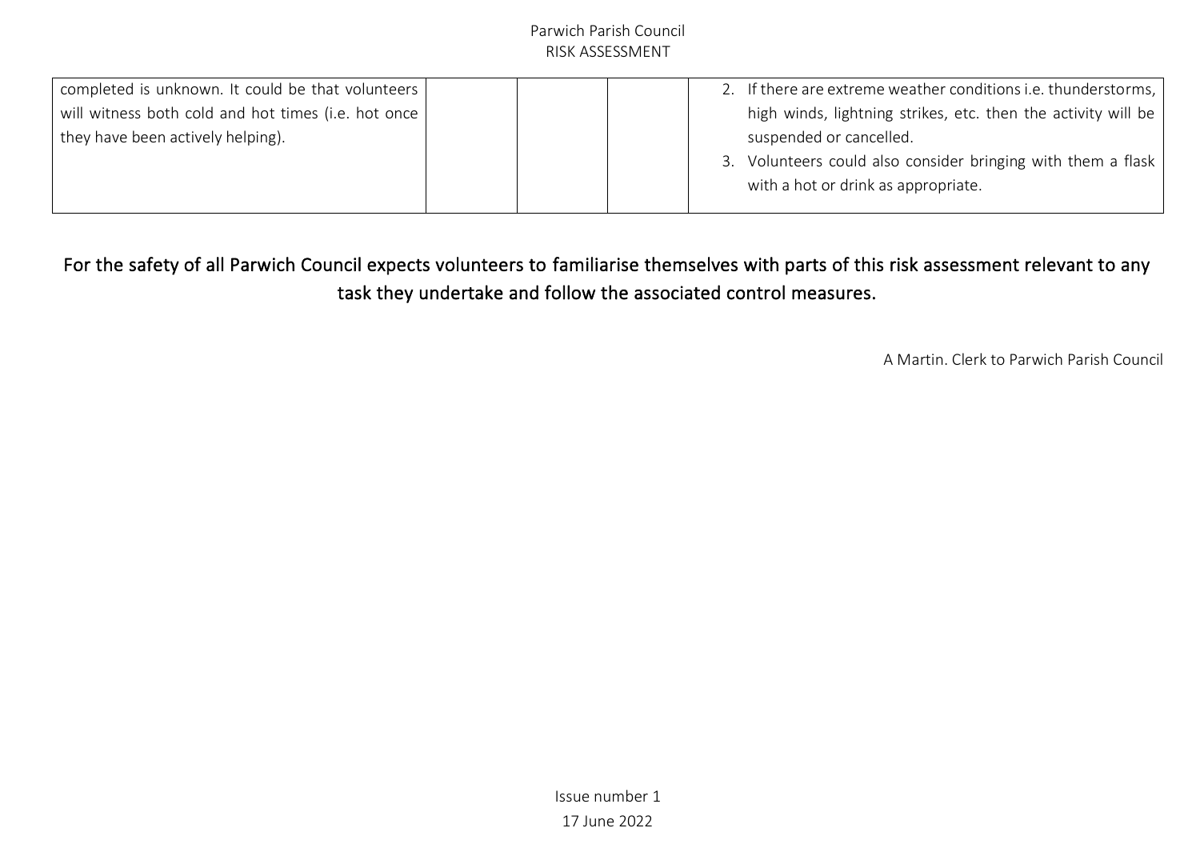| | | | | |
|---|---|---|---|---|
| completed is unknown. It could be that volunteers will witness both cold and hot times (i.e. hot once they have been actively helping). | | | | 2. If there are extreme weather conditions i.e. thunderstorms, high winds, lightning strikes, etc. then the activity will be suspended or cancelled.<br>3. Volunteers could also consider bringing with them a flask with a hot or drink as appropriate. |

For the safety of all Parwich Council expects volunteers to familiarise themselves with parts of this risk assessment relevant to any task they undertake and follow the associated control measures.

A Martin. Clerk to Parwich Parish Council

Issue number 1
17 June 2022